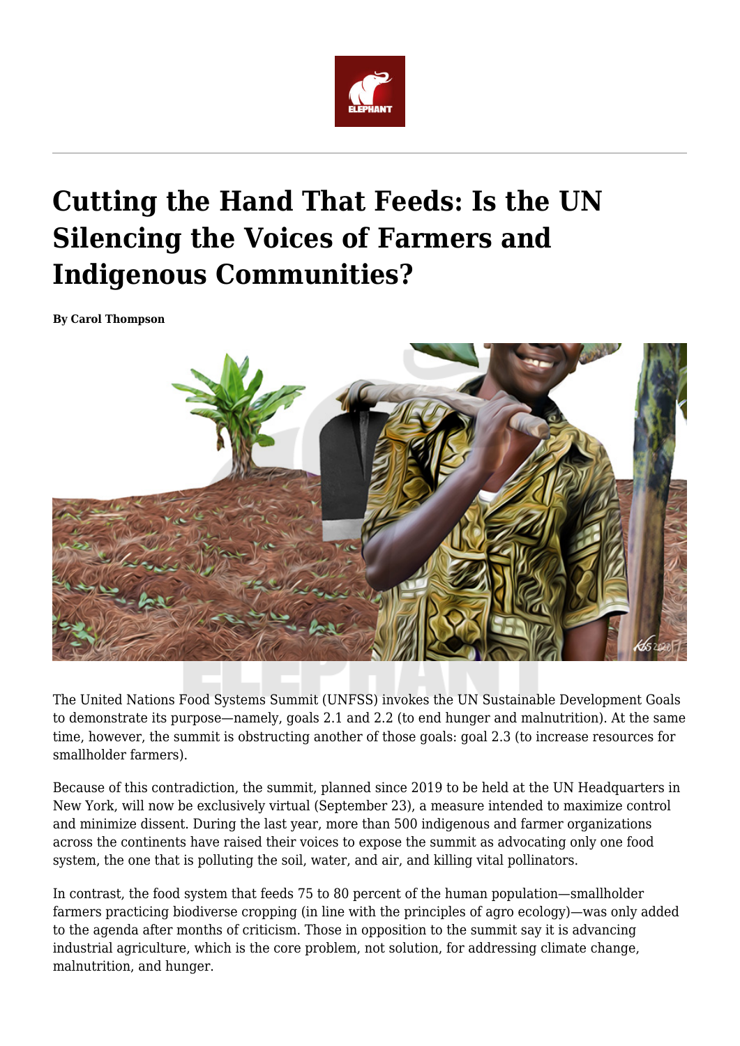# Cutting the Hand That Feeds: Is the UN Silencing the Voices of Farmers and Indigenous Communities?

**By Carol Thompson**

The United Nations Food Systems Summit (UNFSS) invokes the UN Sustainable Development Goals to demonstrate its purpose—namely, goals 2.1 and 2.2 (to end hunger and malnutrition). At the same time, however, the summit is obstructing another of those goals: goal 2.3 (to increase resources for smallholder farmers).

Because of this contradiction, the summit, planned since 2019 to be held at the UN Headquarters in New York, will now be exclusively virtual (September 23), a measure intended to maximize control and minimize dissent. During the last year, more than 500 indigenous and farmer organizations across the continents have raised their voices to expose the summit as advocating only one food system, the one that is polluting the soil, water, and air, and killing vital pollinators.

In contrast, the food system that feeds 75 to 80 percent of the human population—smallholder farmers practicing biodiverse cropping (in line with the principles of agro ecology)—was only added to the agenda after months of criticism. Those in opposition to the summit say it is advancing industrial agriculture, which is the core problem, not solution, for addressing climate change, malnutrition, and hunger.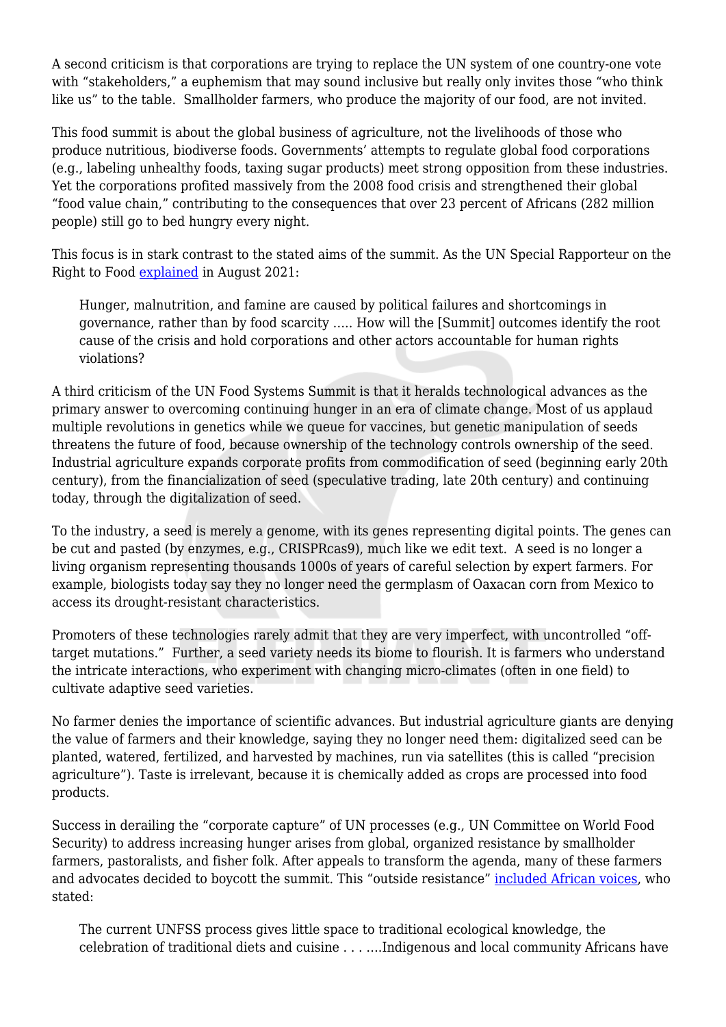A second criticism is that corporations are trying to replace the UN system of one country-one vote with "stakeholders," a euphemism that may sound inclusive but really only invites those "who think like us" to the table.  Smallholder farmers, who produce the majority of our food, are not invited.

This food summit is about the global business of agriculture, not the livelihoods of those who produce nutritious, biodiverse foods. Governments' attempts to regulate global food corporations (e.g., labeling unhealthy foods, taxing sugar products) meet strong opposition from these industries. Yet the corporations profited massively from the 2008 food crisis and strengthened their global "food value chain," contributing to the consequences that over 23 percent of Africans (282 million people) still go to bed hungry every night.

This focus is in stark contrast to the stated aims of the summit. As the UN Special Rapporteur on the Right to Food [explained](#) in August 2021:

> Hunger, malnutrition, and famine are caused by political failures and shortcomings in governance, rather than by food scarcity ….. How will the [Summit] outcomes identify the root cause of the crisis and hold corporations and other actors accountable for human rights violations?

A third criticism of the UN Food Systems Summit is that it heralds technological advances as the primary answer to overcoming continuing hunger in an era of climate change. Most of us applaud multiple revolutions in genetics while we queue for vaccines, but genetic manipulation of seeds threatens the future of food, because ownership of the technology controls ownership of the seed. Industrial agriculture expands corporate profits from commodification of seed (beginning early 20th century), from the financialization of seed (speculative trading, late 20th century) and continuing today, through the digitalization of seed.

To the industry, a seed is merely a genome, with its genes representing digital points. The genes can be cut and pasted (by enzymes, e.g., CRISPRcas9), much like we edit text.  A seed is no longer a living organism representing thousands 1000s of years of careful selection by expert farmers. For example, biologists today say they no longer need the germplasm of Oaxacan corn from Mexico to access its drought-resistant characteristics.

Promoters of these technologies rarely admit that they are very imperfect, with uncontrolled "off-target mutations."  Further, a seed variety needs its biome to flourish. It is farmers who understand the intricate interactions, who experiment with changing micro-climates (often in one field) to cultivate adaptive seed varieties.

No farmer denies the importance of scientific advances. But industrial agriculture giants are denying the value of farmers and their knowledge, saying they no longer need them: digitalized seed can be planted, watered, fertilized, and harvested by machines, run via satellites (this is called "precision agriculture"). Taste is irrelevant, because it is chemically added as crops are processed into food products.

Success in derailing the "corporate capture" of UN processes (e.g., UN Committee on World Food Security) to address increasing hunger arises from global, organized resistance by smallholder farmers, pastoralists, and fisher folk. After appeals to transform the agenda, many of these farmers and advocates decided to boycott the summit. This "outside resistance" [included African voices](#), who stated:

> The current UNFSS process gives little space to traditional ecological knowledge, the celebration of traditional diets and cuisine . . . ….Indigenous and local community Africans have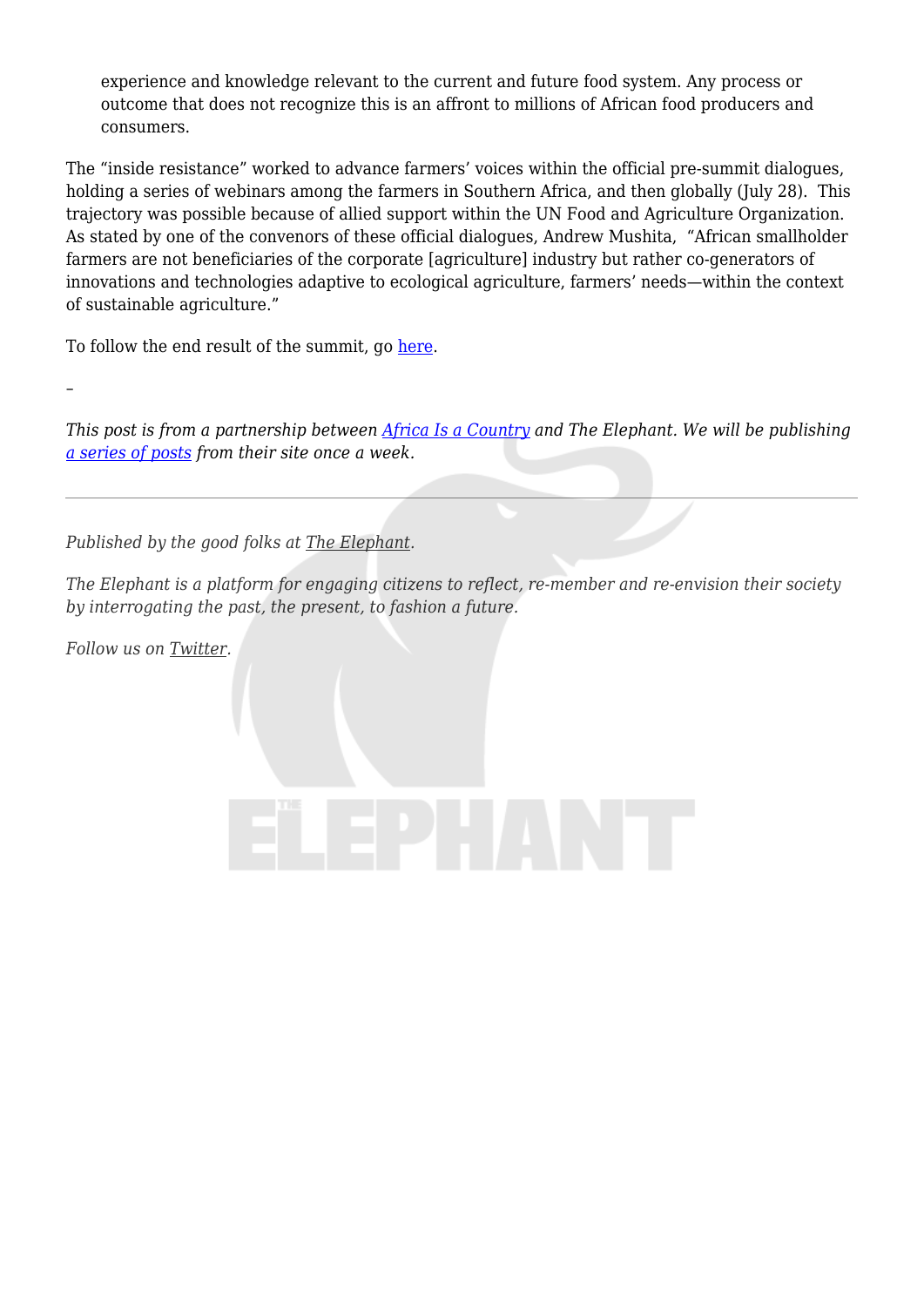> experience and knowledge relevant to the current and future food system. Any process or outcome that does not recognize this is an affront to millions of African food producers and consumers.

The "inside resistance" worked to advance farmers' voices within the official pre-summit dialogues, holding a series of webinars among the farmers in Southern Africa, and then globally (July 28). This trajectory was possible because of allied support within the UN Food and Agriculture Organization. As stated by one of the convenors of these official dialogues, Andrew Mushita, "African smallholder farmers are not beneficiaries of the corporate [agriculture] industry but rather co-generators of innovations and technologies adaptive to ecological agriculture, farmers' needs—within the context of sustainable agriculture."

To follow the end result of the summit, go here.

–

*This post is from a partnership between Africa Is a Country and The Elephant. We will be publishing a series of posts from their site once a week.*

---

*Published by the good folks at The Elephant.*

*The Elephant is a platform for engaging citizens to reflect, re-member and re-envision their society by interrogating the past, the present, to fashion a future.*

*Follow us on Twitter.*